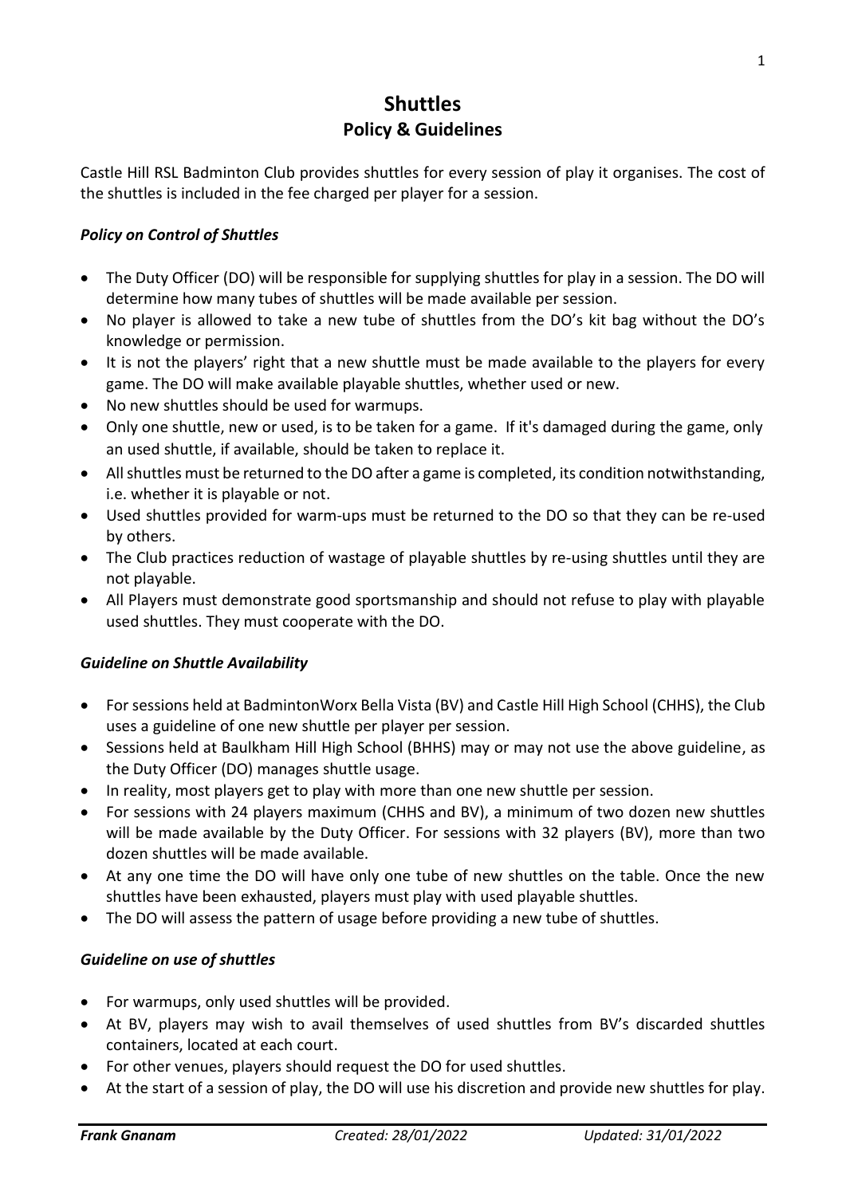# Shuttles

## Policy & Guidelines

Castle Hill RSL Badminton Club provides shuttles for every session of play it organises. The cost of the shuttles is included in the fee charged per player for a session.

### *Policy on Control of Shuttles*

- The Duty Officer (DO) will be responsible for supplying shuttles for play in a session. The DO will determine how many tubes of shuttles will be made available per session.
- No player is allowed to take a new tube of shuttles from the DO's kit bag without the DO's knowledge or permission.
- It is not the players' right that a new shuttle must be made available to the players for every game. The DO will make available playable shuttles, whether used or new.
- No new shuttles should be used for warmups.
- Only one shuttle, new or used, is to be taken for a game. If it's damaged during the game, only an used shuttle, if available, should be taken to replace it.
- All shuttles must be returned to the DO after a game is completed, its condition notwithstanding, i.e. whether it is playable or not.
- Used shuttles provided for warm-ups must be returned to the DO so that they can be re-used by others.
- The Club practices reduction of wastage of playable shuttles by re-using shuttles until they are not playable.
- All Players must demonstrate good sportsmanship and should not refuse to play with playable used shuttles. They must cooperate with the DO.

### *Guideline on Shuttle Availability*

- For sessions held at BadmintonWorx Bella Vista (BV) and Castle Hill High School (CHHS), the Club uses a guideline of one new shuttle per player per session.
- Sessions held at Baulkham Hill High School (BHHS) may or may not use the above guideline, as the Duty Officer (DO) manages shuttle usage.
- In reality, most players get to play with more than one new shuttle per session.
- For sessions with 24 players maximum (CHHS and BV), a minimum of two dozen new shuttles will be made available by the Duty Officer. For sessions with 32 players (BV), more than two dozen shuttles will be made available.
- At any one time the DO will have only one tube of new shuttles on the table. Once the new shuttles have been exhausted, players must play with used playable shuttles.
- The DO will assess the pattern of usage before providing a new tube of shuttles.

### *Guideline on use of shuttles*

- For warmups, only used shuttles will be provided.
- At BV, players may wish to avail themselves of used shuttles from BV's discarded shuttles containers, located at each court.
- For other venues, players should request the DO for used shuttles.
- At the start of a session of play, the DO will use his discretion and provide new shuttles for play.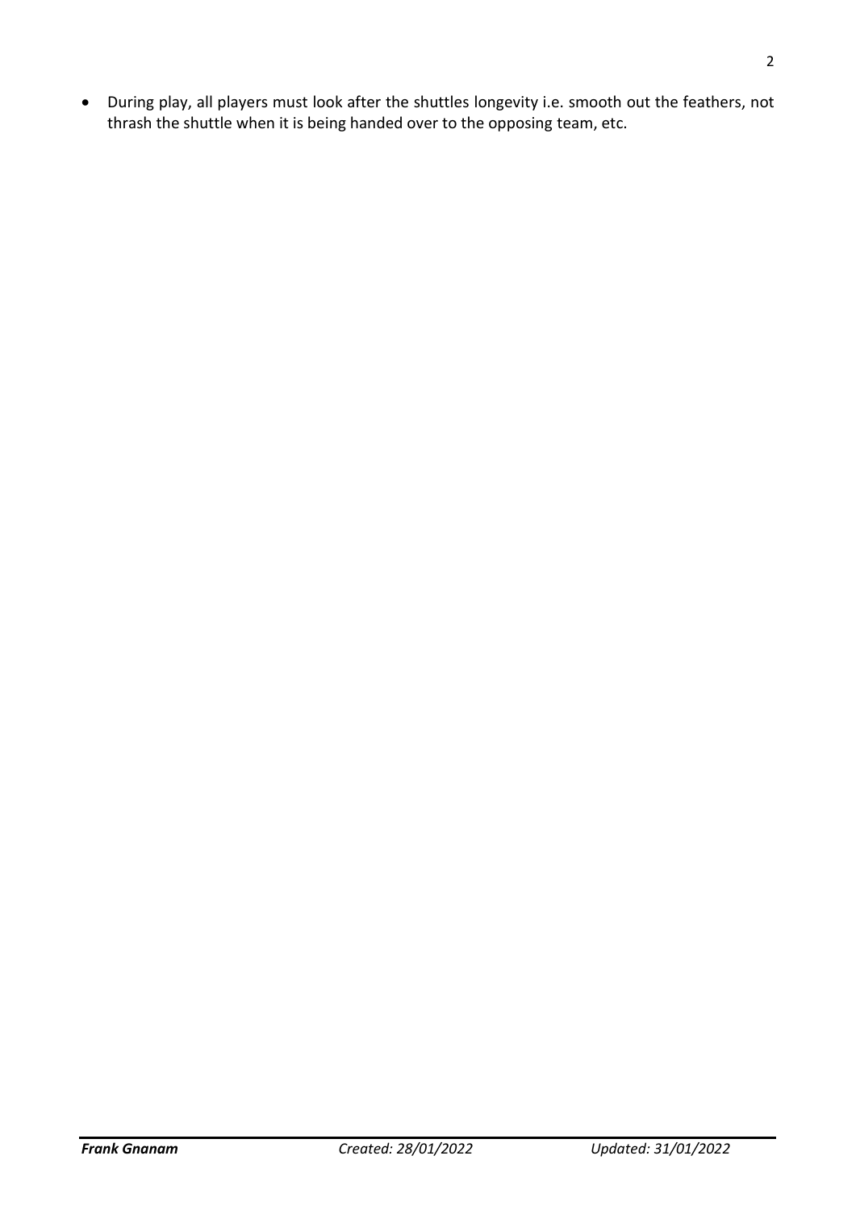- During play, all players must look after the shuttles longevity i.e. smooth out the feathers, not thrash the shuttle when it is being handed over to the opposing team, etc.